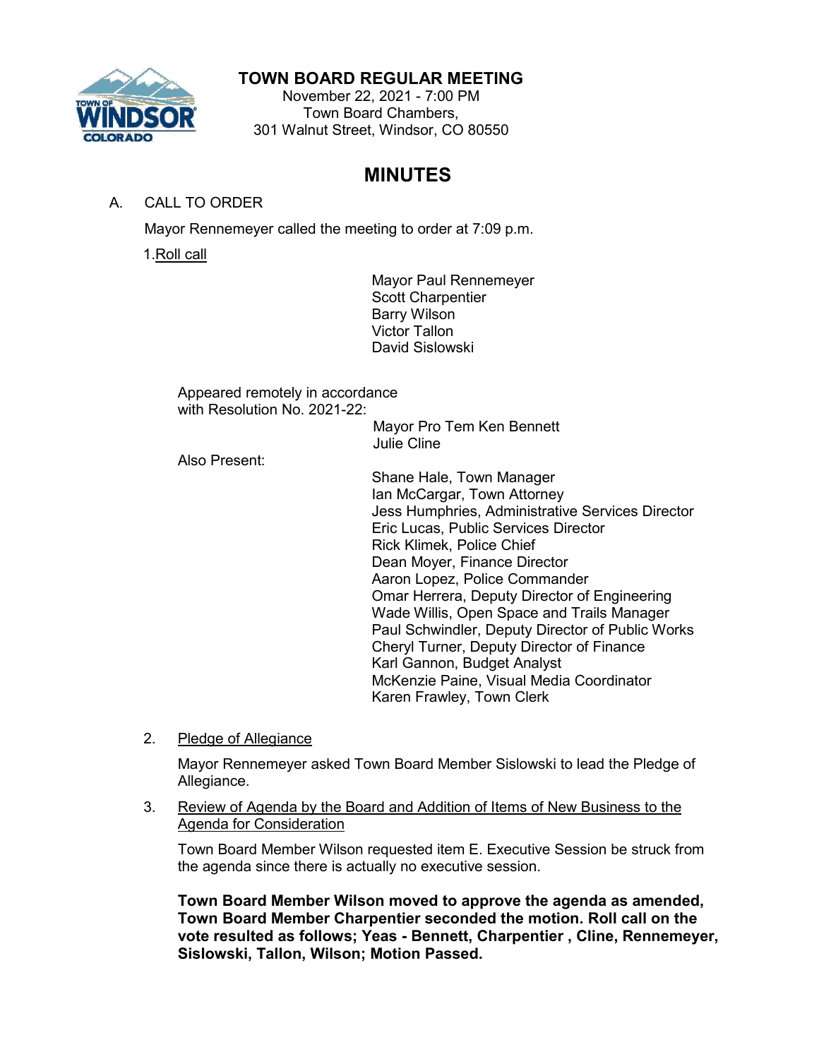# TOWN BOARD REGULAR MEETING

November 22, 2021 - 7:00 PM
Town Board Chambers,
301 Walnut Street, Windsor, CO 80550

## MINUTES

A. CALL TO ORDER

Mayor Rennemeyer called the meeting to order at 7:09 p.m.

1. Roll call

Mayor Paul Rennemeyer
Scott Charpentier
Barry Wilson
Victor Tallon
David Sislowski

Appeared remotely in accordance with Resolution No. 2021-22:

Mayor Pro Tem Ken Bennett
Julie Cline

Also Present:

Shane Hale, Town Manager
Ian McCargar, Town Attorney
Jess Humphries, Administrative Services Director
Eric Lucas, Public Services Director
Rick Klimek, Police Chief
Dean Moyer, Finance Director
Aaron Lopez, Police Commander
Omar Herrera, Deputy Director of Engineering
Wade Willis, Open Space and Trails Manager
Paul Schwindler, Deputy Director of Public Works
Cheryl Turner, Deputy Director of Finance
Karl Gannon, Budget Analyst
McKenzie Paine, Visual Media Coordinator
Karen Frawley, Town Clerk

2. Pledge of Allegiance

Mayor Rennemeyer asked Town Board Member Sislowski to lead the Pledge of Allegiance.

3. Review of Agenda by the Board and Addition of Items of New Business to the Agenda for Consideration

Town Board Member Wilson requested item E. Executive Session be struck from the agenda since there is actually no executive session.

**Town Board Member Wilson moved to approve the agenda as amended, Town Board Member Charpentier seconded the motion. Roll call on the vote resulted as follows; Yeas - Bennett, Charpentier , Cline, Rennemeyer, Sislowski, Tallon, Wilson; Motion Passed.**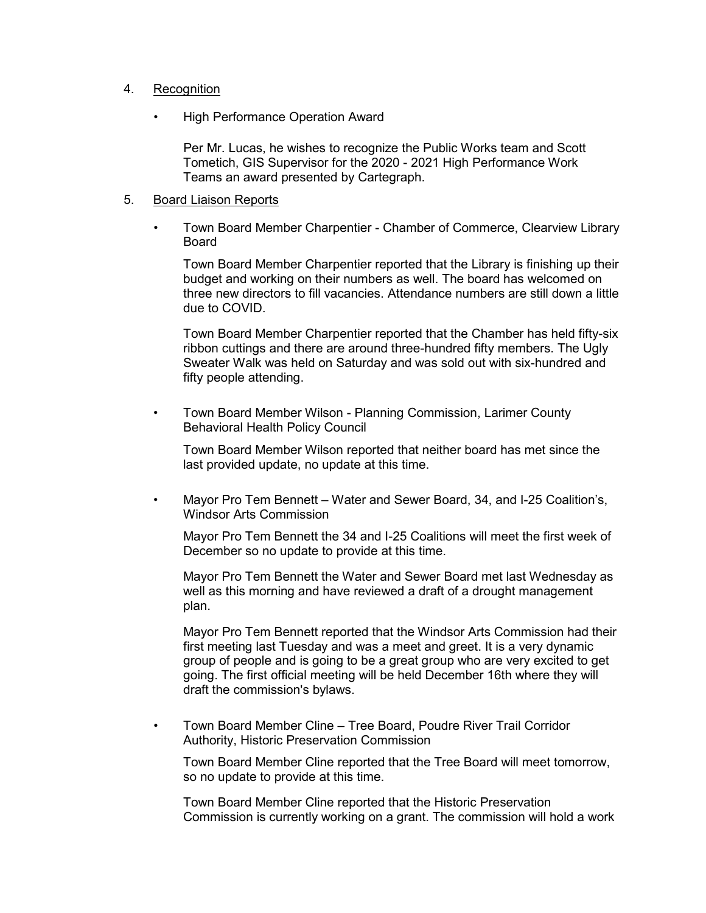4. Recognition

   - High Performance Operation Award

     Per Mr. Lucas, he wishes to recognize the Public Works team and Scott Tometich, GIS Supervisor for the 2020 - 2021 High Performance Work Teams an award presented by Cartegraph.

5. Board Liaison Reports

   - Town Board Member Charpentier - Chamber of Commerce, Clearview Library Board

     Town Board Member Charpentier reported that the Library is finishing up their budget and working on their numbers as well. The board has welcomed on three new directors to fill vacancies. Attendance numbers are still down a little due to COVID.

     Town Board Member Charpentier reported that the Chamber has held fifty-six ribbon cuttings and there are around three-hundred fifty members. The Ugly Sweater Walk was held on Saturday and was sold out with six-hundred and fifty people attending.

   - Town Board Member Wilson - Planning Commission, Larimer County Behavioral Health Policy Council

     Town Board Member Wilson reported that neither board has met since the last provided update, no update at this time.

   - Mayor Pro Tem Bennett – Water and Sewer Board, 34, and I-25 Coalition's, Windsor Arts Commission

     Mayor Pro Tem Bennett the 34 and I-25 Coalitions will meet the first week of December so no update to provide at this time.

     Mayor Pro Tem Bennett the Water and Sewer Board met last Wednesday as well as this morning and have reviewed a draft of a drought management plan.

     Mayor Pro Tem Bennett reported that the Windsor Arts Commission had their first meeting last Tuesday and was a meet and greet. It is a very dynamic group of people and is going to be a great group who are very excited to get going. The first official meeting will be held December 16th where they will draft the commission's bylaws.

   - Town Board Member Cline – Tree Board, Poudre River Trail Corridor Authority, Historic Preservation Commission

     Town Board Member Cline reported that the Tree Board will meet tomorrow, so no update to provide at this time.

     Town Board Member Cline reported that the Historic Preservation Commission is currently working on a grant. The commission will hold a work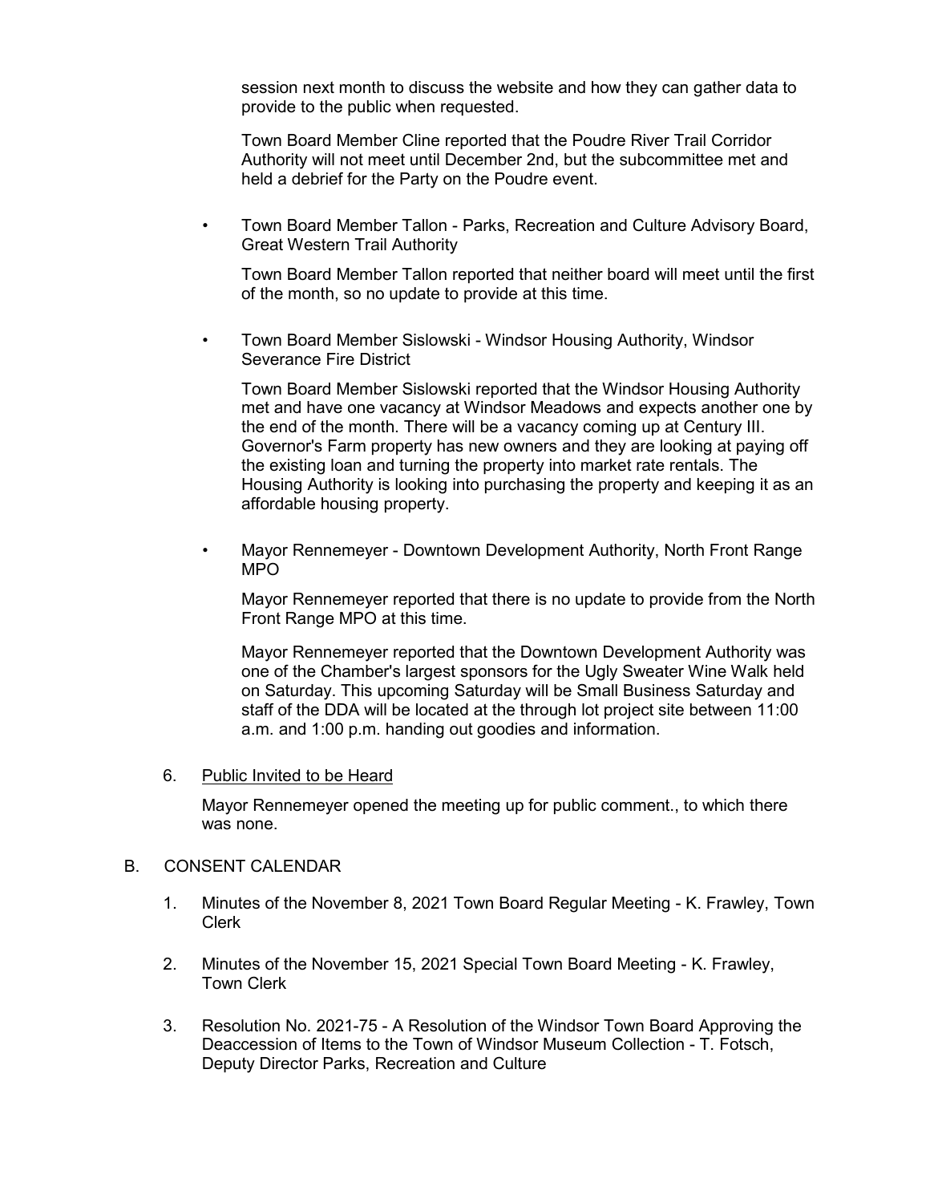session next month to discuss the website and how they can gather data to provide to the public when requested.

Town Board Member Cline reported that the Poudre River Trail Corridor Authority will not meet until December 2nd, but the subcommittee met and held a debrief for the Party on the Poudre event.

- Town Board Member Tallon - Parks, Recreation and Culture Advisory Board, Great Western Trail Authority

  Town Board Member Tallon reported that neither board will meet until the first of the month, so no update to provide at this time.

- Town Board Member Sislowski - Windsor Housing Authority, Windsor Severance Fire District

  Town Board Member Sislowski reported that the Windsor Housing Authority met and have one vacancy at Windsor Meadows and expects another one by the end of the month. There will be a vacancy coming up at Century III. Governor's Farm property has new owners and they are looking at paying off the existing loan and turning the property into market rate rentals. The Housing Authority is looking into purchasing the property and keeping it as an affordable housing property.

- Mayor Rennemeyer - Downtown Development Authority, North Front Range MPO

  Mayor Rennemeyer reported that there is no update to provide from the North Front Range MPO at this time.

  Mayor Rennemeyer reported that the Downtown Development Authority was one of the Chamber's largest sponsors for the Ugly Sweater Wine Walk held on Saturday. This upcoming Saturday will be Small Business Saturday and staff of the DDA will be located at the through lot project site between 11:00 a.m. and 1:00 p.m. handing out goodies and information.

6. Public Invited to be Heard

   Mayor Rennemeyer opened the meeting up for public comment., to which there was none.

B. CONSENT CALENDAR

1. Minutes of the November 8, 2021 Town Board Regular Meeting - K. Frawley, Town Clerk

2. Minutes of the November 15, 2021 Special Town Board Meeting - K. Frawley, Town Clerk

3. Resolution No. 2021-75 - A Resolution of the Windsor Town Board Approving the Deaccession of Items to the Town of Windsor Museum Collection - T. Fotsch, Deputy Director Parks, Recreation and Culture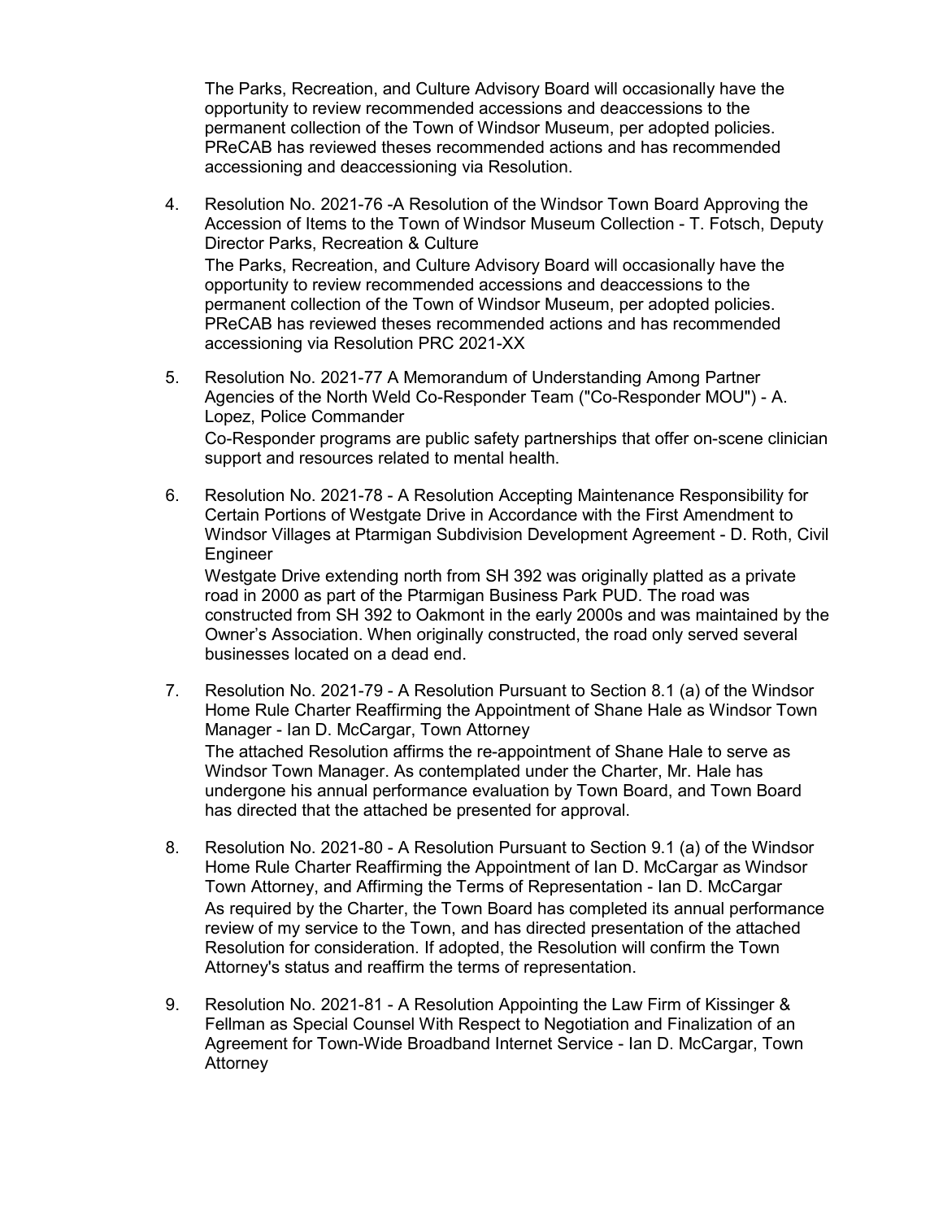The Parks, Recreation, and Culture Advisory Board will occasionally have the opportunity to review recommended accessions and deaccessions to the permanent collection of the Town of Windsor Museum, per adopted policies. PReCAB has reviewed theses recommended actions and has recommended accessioning and deaccessioning via Resolution.

4. Resolution No. 2021-76 -A Resolution of the Windsor Town Board Approving the Accession of Items to the Town of Windsor Museum Collection - T. Fotsch, Deputy Director Parks, Recreation & Culture

   The Parks, Recreation, and Culture Advisory Board will occasionally have the opportunity to review recommended accessions and deaccessions to the permanent collection of the Town of Windsor Museum, per adopted policies. PReCAB has reviewed theses recommended actions and has recommended accessioning via Resolution PRC 2021-XX

5. Resolution No. 2021-77 A Memorandum of Understanding Among Partner Agencies of the North Weld Co-Responder Team ("Co-Responder MOU") - A. Lopez, Police Commander

   Co-Responder programs are public safety partnerships that offer on-scene clinician support and resources related to mental health.

6. Resolution No. 2021-78 - A Resolution Accepting Maintenance Responsibility for Certain Portions of Westgate Drive in Accordance with the First Amendment to Windsor Villages at Ptarmigan Subdivision Development Agreement - D. Roth, Civil Engineer

   Westgate Drive extending north from SH 392 was originally platted as a private road in 2000 as part of the Ptarmigan Business Park PUD. The road was constructed from SH 392 to Oakmont in the early 2000s and was maintained by the Owner's Association. When originally constructed, the road only served several businesses located on a dead end.

7. Resolution No. 2021-79 - A Resolution Pursuant to Section 8.1 (a) of the Windsor Home Rule Charter Reaffirming the Appointment of Shane Hale as Windsor Town Manager - Ian D. McCargar, Town Attorney

   The attached Resolution affirms the re-appointment of Shane Hale to serve as Windsor Town Manager. As contemplated under the Charter, Mr. Hale has undergone his annual performance evaluation by Town Board, and Town Board has directed that the attached be presented for approval.

8. Resolution No. 2021-80 - A Resolution Pursuant to Section 9.1 (a) of the Windsor Home Rule Charter Reaffirming the Appointment of Ian D. McCargar as Windsor Town Attorney, and Affirming the Terms of Representation - Ian D. McCargar

   As required by the Charter, the Town Board has completed its annual performance review of my service to the Town, and has directed presentation of the attached Resolution for consideration. If adopted, the Resolution will confirm the Town Attorney's status and reaffirm the terms of representation.

9. Resolution No. 2021-81 - A Resolution Appointing the Law Firm of Kissinger & Fellman as Special Counsel With Respect to Negotiation and Finalization of an Agreement for Town-Wide Broadband Internet Service - Ian D. McCargar, Town Attorney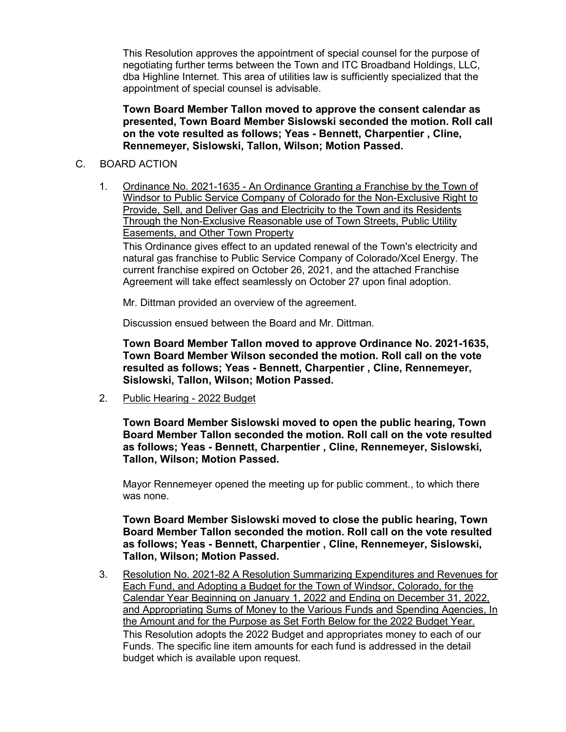This Resolution approves the appointment of special counsel for the purpose of negotiating further terms between the Town and ITC Broadband Holdings, LLC, dba Highline Internet. This area of utilities law is sufficiently specialized that the appointment of special counsel is advisable.

**Town Board Member Tallon moved to approve the consent calendar as presented, Town Board Member Sislowski seconded the motion. Roll call on the vote resulted as follows; Yeas - Bennett, Charpentier , Cline, Rennemeyer, Sislowski, Tallon, Wilson; Motion Passed.**

C. BOARD ACTION

1. Ordinance No. 2021-1635 - An Ordinance Granting a Franchise by the Town of Windsor to Public Service Company of Colorado for the Non-Exclusive Right to Provide, Sell, and Deliver Gas and Electricity to the Town and its Residents Through the Non-Exclusive Reasonable use of Town Streets, Public Utility Easements, and Other Town Property

   This Ordinance gives effect to an updated renewal of the Town's electricity and natural gas franchise to Public Service Company of Colorado/Xcel Energy. The current franchise expired on October 26, 2021, and the attached Franchise Agreement will take effect seamlessly on October 27 upon final adoption.

   Mr. Dittman provided an overview of the agreement.

   Discussion ensued between the Board and Mr. Dittman.

   **Town Board Member Tallon moved to approve Ordinance No. 2021-1635, Town Board Member Wilson seconded the motion. Roll call on the vote resulted as follows; Yeas - Bennett, Charpentier , Cline, Rennemeyer, Sislowski, Tallon, Wilson; Motion Passed.**

2. Public Hearing - 2022 Budget

   **Town Board Member Sislowski moved to open the public hearing, Town Board Member Tallon seconded the motion. Roll call on the vote resulted as follows; Yeas - Bennett, Charpentier , Cline, Rennemeyer, Sislowski, Tallon, Wilson; Motion Passed.**

   Mayor Rennemeyer opened the meeting up for public comment., to which there was none.

   **Town Board Member Sislowski moved to close the public hearing, Town Board Member Tallon seconded the motion. Roll call on the vote resulted as follows; Yeas - Bennett, Charpentier , Cline, Rennemeyer, Sislowski, Tallon, Wilson; Motion Passed.**

3. Resolution No. 2021-82 A Resolution Summarizing Expenditures and Revenues for Each Fund, and Adopting a Budget for the Town of Windsor, Colorado, for the Calendar Year Beginning on January 1, 2022 and Ending on December 31, 2022, and Appropriating Sums of Money to the Various Funds and Spending Agencies, In the Amount and for the Purpose as Set Forth Below for the 2022 Budget Year.

   This Resolution adopts the 2022 Budget and appropriates money to each of our Funds. The specific line item amounts for each fund is addressed in the detail budget which is available upon request.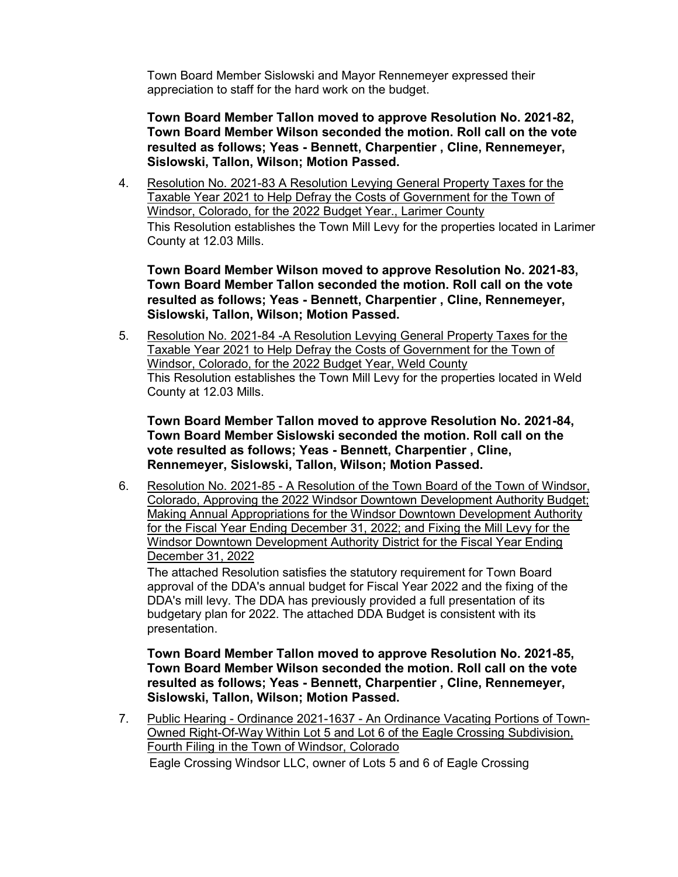Town Board Member Sislowski and Mayor Rennemeyer expressed their appreciation to staff for the hard work on the budget.

**Town Board Member Tallon moved to approve Resolution No. 2021-82, Town Board Member Wilson seconded the motion. Roll call on the vote resulted as follows; Yeas - Bennett, Charpentier , Cline, Rennemeyer, Sislowski, Tallon, Wilson; Motion Passed.**

4. Resolution No. 2021-83 A Resolution Levying General Property Taxes for the Taxable Year 2021 to Help Defray the Costs of Government for the Town of Windsor, Colorado, for the 2022 Budget Year., Larimer County

   This Resolution establishes the Town Mill Levy for the properties located in Larimer County at 12.03 Mills.

   **Town Board Member Wilson moved to approve Resolution No. 2021-83, Town Board Member Tallon seconded the motion. Roll call on the vote resulted as follows; Yeas - Bennett, Charpentier , Cline, Rennemeyer, Sislowski, Tallon, Wilson; Motion Passed.**

5. Resolution No. 2021-84 -A Resolution Levying General Property Taxes for the Taxable Year 2021 to Help Defray the Costs of Government for the Town of Windsor, Colorado, for the 2022 Budget Year, Weld County

   This Resolution establishes the Town Mill Levy for the properties located in Weld County at 12.03 Mills.

   **Town Board Member Tallon moved to approve Resolution No. 2021-84, Town Board Member Sislowski seconded the motion. Roll call on the vote resulted as follows; Yeas - Bennett, Charpentier , Cline, Rennemeyer, Sislowski, Tallon, Wilson; Motion Passed.**

6. Resolution No. 2021-85 - A Resolution of the Town Board of the Town of Windsor, Colorado, Approving the 2022 Windsor Downtown Development Authority Budget; Making Annual Appropriations for the Windsor Downtown Development Authority for the Fiscal Year Ending December 31, 2022; and Fixing the Mill Levy for the Windsor Downtown Development Authority District for the Fiscal Year Ending December 31, 2022

   The attached Resolution satisfies the statutory requirement for Town Board approval of the DDA's annual budget for Fiscal Year 2022 and the fixing of the DDA's mill levy. The DDA has previously provided a full presentation of its budgetary plan for 2022. The attached DDA Budget is consistent with its presentation.

   **Town Board Member Tallon moved to approve Resolution No. 2021-85, Town Board Member Wilson seconded the motion. Roll call on the vote resulted as follows; Yeas - Bennett, Charpentier , Cline, Rennemeyer, Sislowski, Tallon, Wilson; Motion Passed.**

7. Public Hearing - Ordinance 2021-1637 - An Ordinance Vacating Portions of Town-Owned Right-Of-Way Within Lot 5 and Lot 6 of the Eagle Crossing Subdivision, Fourth Filing in the Town of Windsor, Colorado

   Eagle Crossing Windsor LLC, owner of Lots 5 and 6 of Eagle Crossing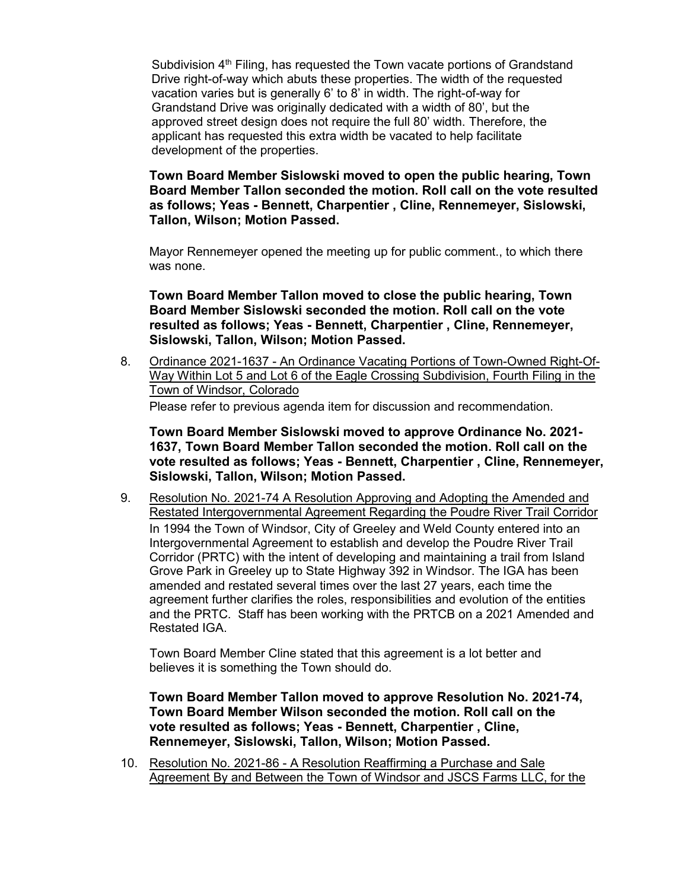Subdivision 4th Filing, has requested the Town vacate portions of Grandstand Drive right-of-way which abuts these properties. The width of the requested vacation varies but is generally 6' to 8' in width. The right-of-way for Grandstand Drive was originally dedicated with a width of 80', but the approved street design does not require the full 80' width. Therefore, the applicant has requested this extra width be vacated to help facilitate development of the properties.

**Town Board Member Sislowski moved to open the public hearing, Town Board Member Tallon seconded the motion. Roll call on the vote resulted as follows; Yeas - Bennett, Charpentier , Cline, Rennemeyer, Sislowski, Tallon, Wilson; Motion Passed.**

Mayor Rennemeyer opened the meeting up for public comment., to which there was none.

**Town Board Member Tallon moved to close the public hearing, Town Board Member Sislowski seconded the motion. Roll call on the vote resulted as follows; Yeas - Bennett, Charpentier , Cline, Rennemeyer, Sislowski, Tallon, Wilson; Motion Passed.**

8. Ordinance 2021-1637 - An Ordinance Vacating Portions of Town-Owned Right-Of-Way Within Lot 5 and Lot 6 of the Eagle Crossing Subdivision, Fourth Filing in the Town of Windsor, Colorado

   Please refer to previous agenda item for discussion and recommendation.

   **Town Board Member Sislowski moved to approve Ordinance No. 2021-1637, Town Board Member Tallon seconded the motion. Roll call on the vote resulted as follows; Yeas - Bennett, Charpentier , Cline, Rennemeyer, Sislowski, Tallon, Wilson; Motion Passed.**

9. Resolution No. 2021-74 A Resolution Approving and Adopting the Amended and Restated Intergovernmental Agreement Regarding the Poudre River Trail Corridor

   In 1994 the Town of Windsor, City of Greeley and Weld County entered into an Intergovernmental Agreement to establish and develop the Poudre River Trail Corridor (PRTC) with the intent of developing and maintaining a trail from Island Grove Park in Greeley up to State Highway 392 in Windsor. The IGA has been amended and restated several times over the last 27 years, each time the agreement further clarifies the roles, responsibilities and evolution of the entities and the PRTC. Staff has been working with the PRTCB on a 2021 Amended and Restated IGA.

   Town Board Member Cline stated that this agreement is a lot better and believes it is something the Town should do.

   **Town Board Member Tallon moved to approve Resolution No. 2021-74, Town Board Member Wilson seconded the motion. Roll call on the vote resulted as follows; Yeas - Bennett, Charpentier , Cline, Rennemeyer, Sislowski, Tallon, Wilson; Motion Passed.**

10. Resolution No. 2021-86 - A Resolution Reaffirming a Purchase and Sale Agreement By and Between the Town of Windsor and JSCS Farms LLC, for the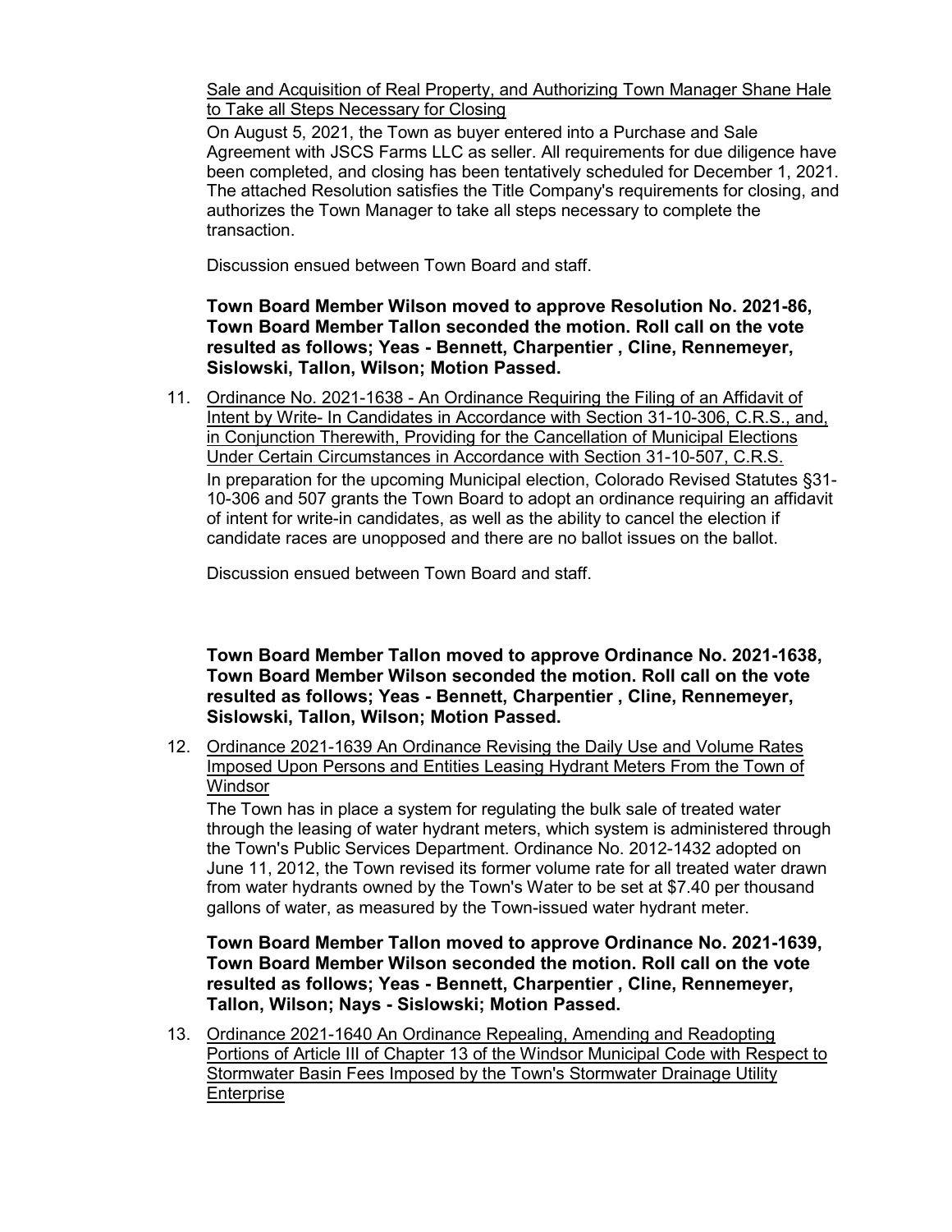Sale and Acquisition of Real Property, and Authorizing Town Manager Shane Hale to Take all Steps Necessary for Closing

On August 5, 2021, the Town as buyer entered into a Purchase and Sale Agreement with JSCS Farms LLC as seller. All requirements for due diligence have been completed, and closing has been tentatively scheduled for December 1, 2021. The attached Resolution satisfies the Title Company's requirements for closing, and authorizes the Town Manager to take all steps necessary to complete the transaction.

Discussion ensued between Town Board and staff.

**Town Board Member Wilson moved to approve Resolution No. 2021-86, Town Board Member Tallon seconded the motion. Roll call on the vote resulted as follows; Yeas - Bennett, Charpentier , Cline, Rennemeyer, Sislowski, Tallon, Wilson; Motion Passed.**

11. Ordinance No. 2021-1638 - An Ordinance Requiring the Filing of an Affidavit of Intent by Write- In Candidates in Accordance with Section 31-10-306, C.R.S., and, in Conjunction Therewith, Providing for the Cancellation of Municipal Elections Under Certain Circumstances in Accordance with Section 31-10-507, C.R.S.

    In preparation for the upcoming Municipal election, Colorado Revised Statutes §31-10-306 and 507 grants the Town Board to adopt an ordinance requiring an affidavit of intent for write-in candidates, as well as the ability to cancel the election if candidate races are unopposed and there are no ballot issues on the ballot.

    Discussion ensued between Town Board and staff.

    **Town Board Member Tallon moved to approve Ordinance No. 2021-1638, Town Board Member Wilson seconded the motion. Roll call on the vote resulted as follows; Yeas - Bennett, Charpentier , Cline, Rennemeyer, Sislowski, Tallon, Wilson; Motion Passed.**

12. Ordinance 2021-1639 An Ordinance Revising the Daily Use and Volume Rates Imposed Upon Persons and Entities Leasing Hydrant Meters From the Town of Windsor

    The Town has in place a system for regulating the bulk sale of treated water through the leasing of water hydrant meters, which system is administered through the Town's Public Services Department. Ordinance No. 2012-1432 adopted on June 11, 2012, the Town revised its former volume rate for all treated water drawn from water hydrants owned by the Town's Water to be set at $7.40 per thousand gallons of water, as measured by the Town-issued water hydrant meter.

    **Town Board Member Tallon moved to approve Ordinance No. 2021-1639, Town Board Member Wilson seconded the motion. Roll call on the vote resulted as follows; Yeas - Bennett, Charpentier , Cline, Rennemeyer, Tallon, Wilson; Nays - Sislowski; Motion Passed.**

13. Ordinance 2021-1640 An Ordinance Repealing, Amending and Readopting Portions of Article III of Chapter 13 of the Windsor Municipal Code with Respect to Stormwater Basin Fees Imposed by the Town's Stormwater Drainage Utility Enterprise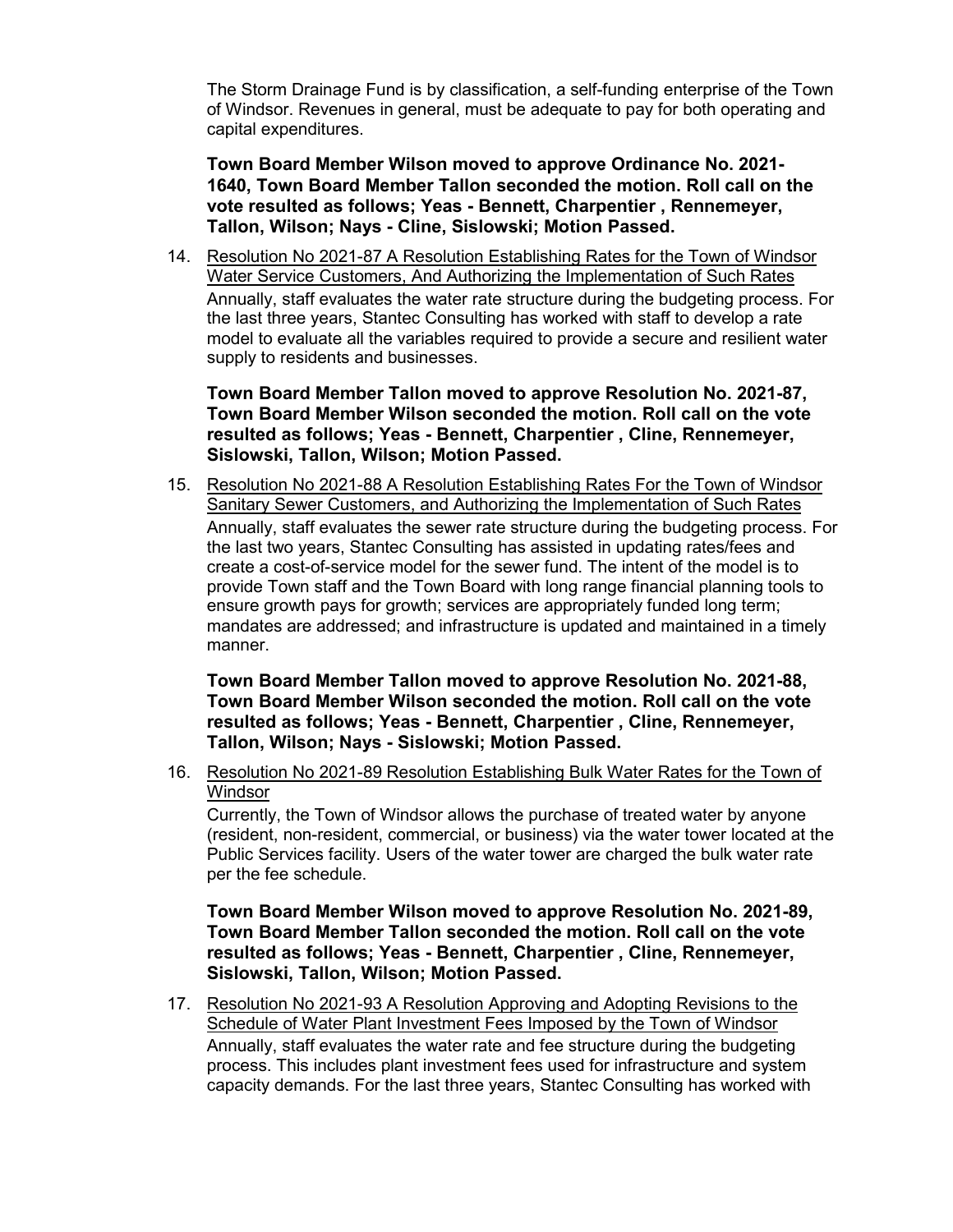The Storm Drainage Fund is by classification, a self-funding enterprise of the Town of Windsor. Revenues in general, must be adequate to pay for both operating and capital expenditures.

**Town Board Member Wilson moved to approve Ordinance No. 2021-1640, Town Board Member Tallon seconded the motion. Roll call on the vote resulted as follows; Yeas - Bennett, Charpentier , Rennemeyer, Tallon, Wilson; Nays - Cline, Sislowski; Motion Passed.**

14. Resolution No 2021-87 A Resolution Establishing Rates for the Town of Windsor Water Service Customers, And Authorizing the Implementation of Such Rates

    Annually, staff evaluates the water rate structure during the budgeting process. For the last three years, Stantec Consulting has worked with staff to develop a rate model to evaluate all the variables required to provide a secure and resilient water supply to residents and businesses.

    **Town Board Member Tallon moved to approve Resolution No. 2021-87, Town Board Member Wilson seconded the motion. Roll call on the vote resulted as follows; Yeas - Bennett, Charpentier , Cline, Rennemeyer, Sislowski, Tallon, Wilson; Motion Passed.**

15. Resolution No 2021-88 A Resolution Establishing Rates For the Town of Windsor Sanitary Sewer Customers, and Authorizing the Implementation of Such Rates

    Annually, staff evaluates the sewer rate structure during the budgeting process. For the last two years, Stantec Consulting has assisted in updating rates/fees and create a cost-of-service model for the sewer fund. The intent of the model is to provide Town staff and the Town Board with long range financial planning tools to ensure growth pays for growth; services are appropriately funded long term; mandates are addressed; and infrastructure is updated and maintained in a timely manner.

    **Town Board Member Tallon moved to approve Resolution No. 2021-88, Town Board Member Wilson seconded the motion. Roll call on the vote resulted as follows; Yeas - Bennett, Charpentier , Cline, Rennemeyer, Tallon, Wilson; Nays - Sislowski; Motion Passed.**

16. Resolution No 2021-89 Resolution Establishing Bulk Water Rates for the Town of Windsor

    Currently, the Town of Windsor allows the purchase of treated water by anyone (resident, non-resident, commercial, or business) via the water tower located at the Public Services facility. Users of the water tower are charged the bulk water rate per the fee schedule.

    **Town Board Member Wilson moved to approve Resolution No. 2021-89, Town Board Member Tallon seconded the motion. Roll call on the vote resulted as follows; Yeas - Bennett, Charpentier , Cline, Rennemeyer, Sislowski, Tallon, Wilson; Motion Passed.**

17. Resolution No 2021-93 A Resolution Approving and Adopting Revisions to the Schedule of Water Plant Investment Fees Imposed by the Town of Windsor

    Annually, staff evaluates the water rate and fee structure during the budgeting process. This includes plant investment fees used for infrastructure and system capacity demands. For the last three years, Stantec Consulting has worked with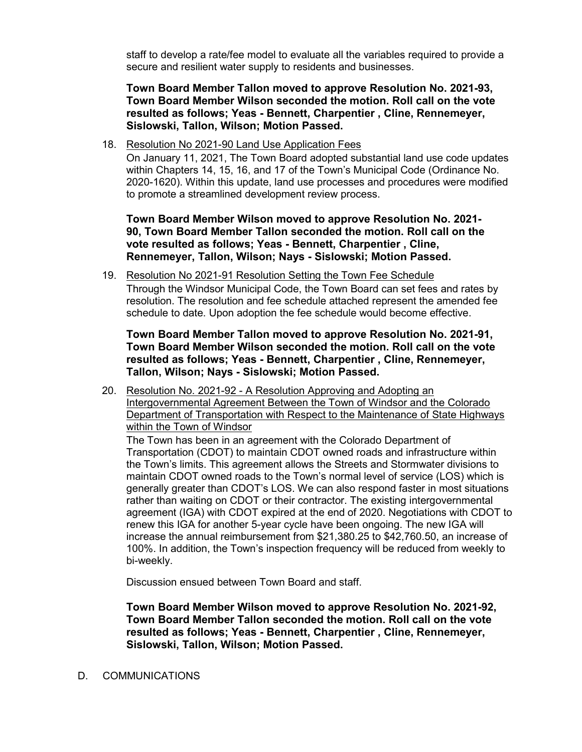staff to develop a rate/fee model to evaluate all the variables required to provide a secure and resilient water supply to residents and businesses.

**Town Board Member Tallon moved to approve Resolution No. 2021-93, Town Board Member Wilson seconded the motion. Roll call on the vote resulted as follows; Yeas - Bennett, Charpentier , Cline, Rennemeyer, Sislowski, Tallon, Wilson; Motion Passed.**

18. Resolution No 2021-90 Land Use Application Fees

    On January 11, 2021, The Town Board adopted substantial land use code updates within Chapters 14, 15, 16, and 17 of the Town's Municipal Code (Ordinance No. 2020-1620). Within this update, land use processes and procedures were modified to promote a streamlined development review process.

    **Town Board Member Wilson moved to approve Resolution No. 2021-90, Town Board Member Tallon seconded the motion. Roll call on the vote resulted as follows; Yeas - Bennett, Charpentier , Cline, Rennemeyer, Tallon, Wilson; Nays - Sislowski; Motion Passed.**

19. Resolution No 2021-91 Resolution Setting the Town Fee Schedule

    Through the Windsor Municipal Code, the Town Board can set fees and rates by resolution. The resolution and fee schedule attached represent the amended fee schedule to date. Upon adoption the fee schedule would become effective.

    **Town Board Member Tallon moved to approve Resolution No. 2021-91, Town Board Member Wilson seconded the motion. Roll call on the vote resulted as follows; Yeas - Bennett, Charpentier , Cline, Rennemeyer, Tallon, Wilson; Nays - Sislowski; Motion Passed.**

20. Resolution No. 2021-92 - A Resolution Approving and Adopting an Intergovernmental Agreement Between the Town of Windsor and the Colorado Department of Transportation with Respect to the Maintenance of State Highways within the Town of Windsor

    The Town has been in an agreement with the Colorado Department of Transportation (CDOT) to maintain CDOT owned roads and infrastructure within the Town's limits. This agreement allows the Streets and Stormwater divisions to maintain CDOT owned roads to the Town's normal level of service (LOS) which is generally greater than CDOT's LOS. We can also respond faster in most situations rather than waiting on CDOT or their contractor. The existing intergovernmental agreement (IGA) with CDOT expired at the end of 2020. Negotiations with CDOT to renew this IGA for another 5-year cycle have been ongoing. The new IGA will increase the annual reimbursement from $21,380.25 to $42,760.50, an increase of 100%. In addition, the Town's inspection frequency will be reduced from weekly to bi-weekly.

    Discussion ensued between Town Board and staff.

    **Town Board Member Wilson moved to approve Resolution No. 2021-92, Town Board Member Tallon seconded the motion. Roll call on the vote resulted as follows; Yeas - Bennett, Charpentier , Cline, Rennemeyer, Sislowski, Tallon, Wilson; Motion Passed.**

D. COMMUNICATIONS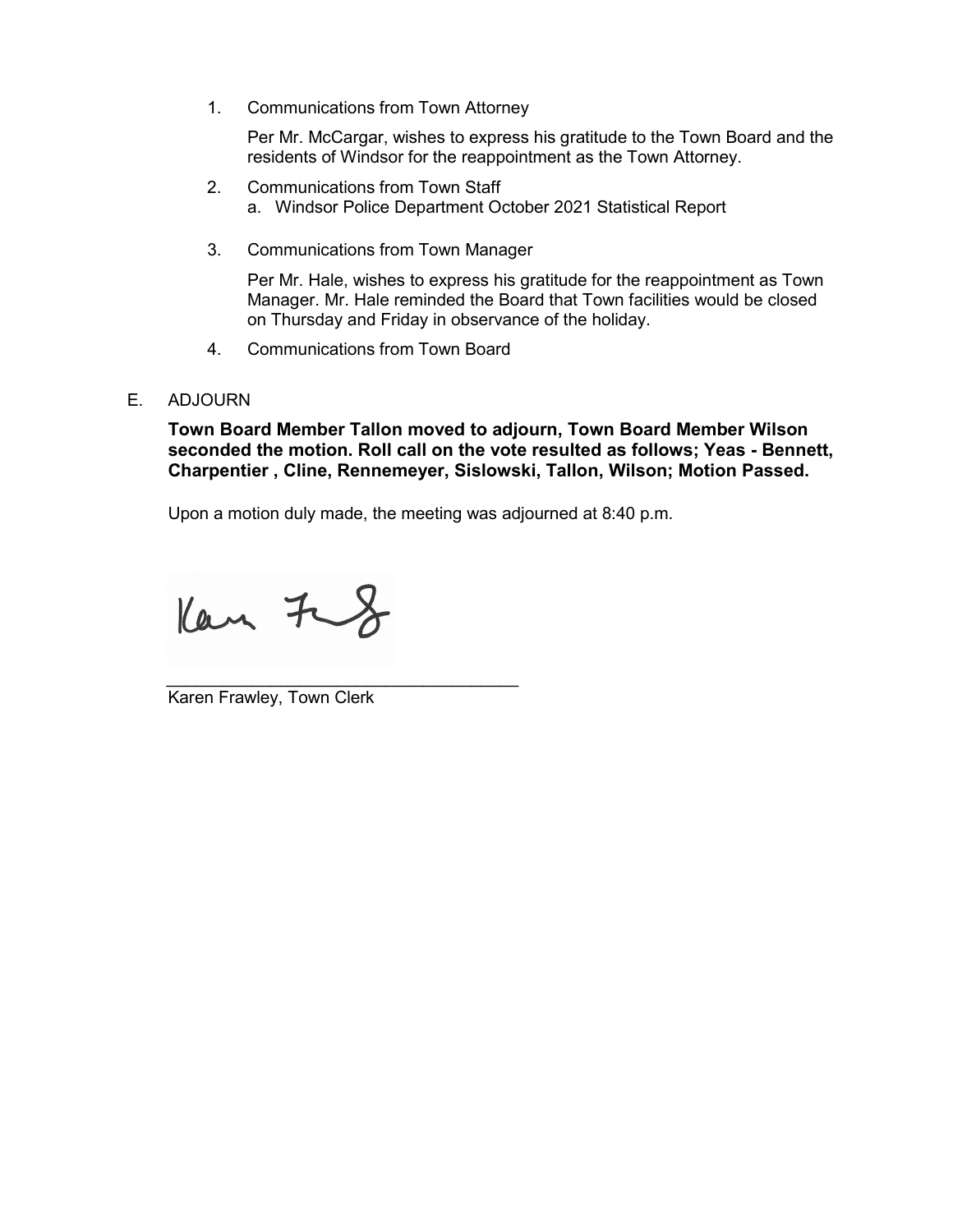1. Communications from Town Attorney

   Per Mr. McCargar, wishes to express his gratitude to the Town Board and the residents of Windsor for the reappointment as the Town Attorney.

2. Communications from Town Staff
   a. Windsor Police Department October 2021 Statistical Report

3. Communications from Town Manager

   Per Mr. Hale, wishes to express his gratitude for the reappointment as Town Manager. Mr. Hale reminded the Board that Town facilities would be closed on Thursday and Friday in observance of the holiday.

4. Communications from Town Board

E. ADJOURN

**Town Board Member Tallon moved to adjourn, Town Board Member Wilson seconded the motion. Roll call on the vote resulted as follows; Yeas - Bennett, Charpentier , Cline, Rennemeyer, Sislowski, Tallon, Wilson; Motion Passed.**

Upon a motion duly made, the meeting was adjourned at 8:40 p.m.

\_\_\_\_\_\_\_\_\_\_\_\_\_\_\_\_\_\_\_\_\_\_\_\_\_\_\_\_\_\_\_\_\_\_\_\_\_\_

Karen Frawley, Town Clerk